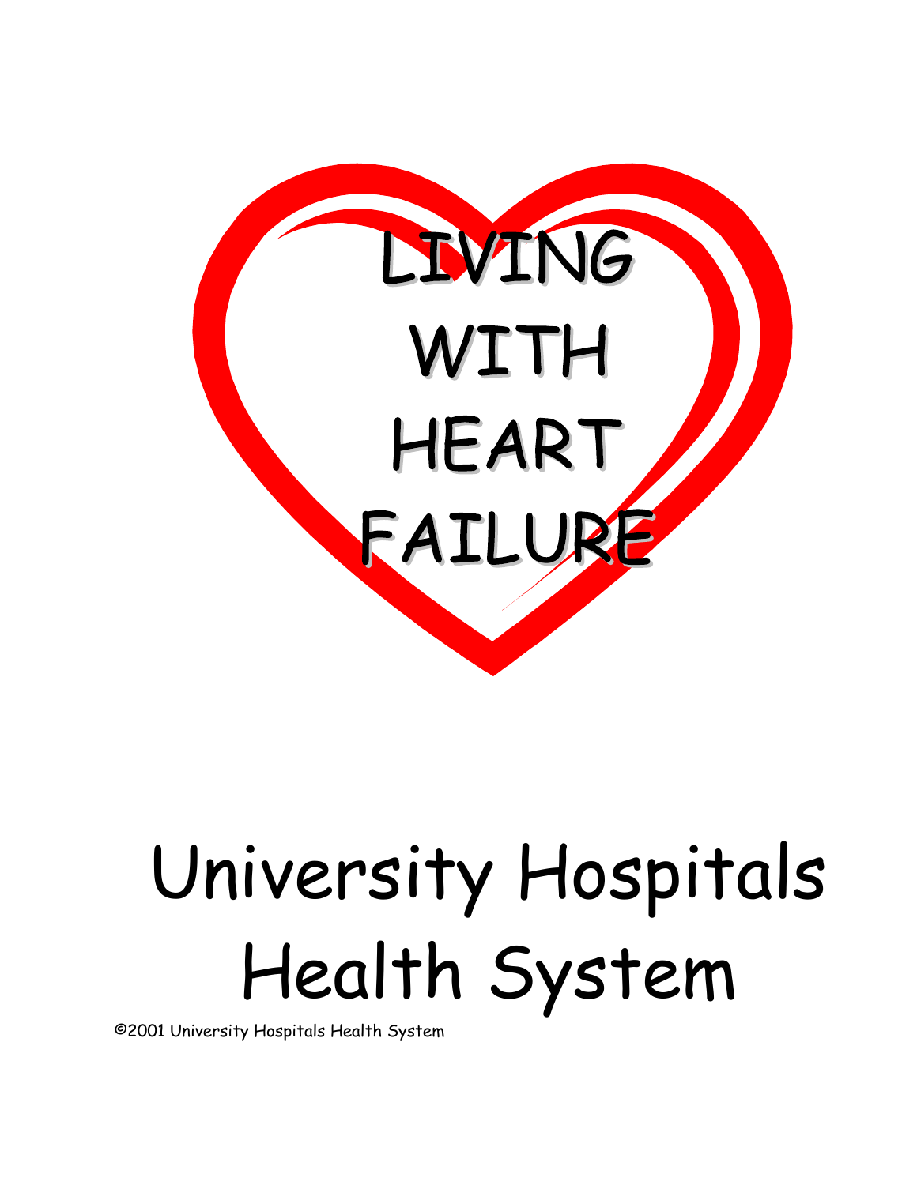# LIVING WITH HEART FAILURE

## University Hospitals Health System

©2001 University Hospitals Health System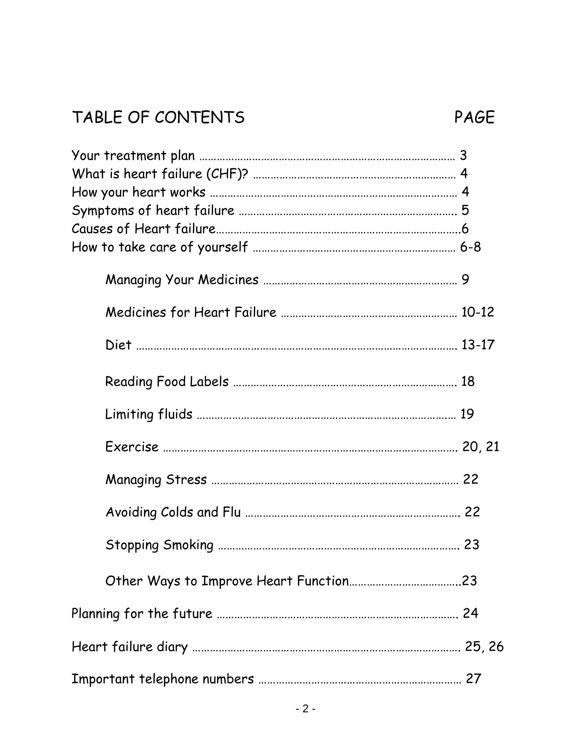# TABLE OF CONTENTS

| | PAGE |
|---|---|
| Your treatment plan | 3 |
| What is heart failure (CHF)? | 4 |
| How your heart works | 4 |
| Symptoms of heart failure | 5 |
| Causes of Heart failure | 6 |
| How to take care of yourself | 6-8 |
| &nbsp;&nbsp;&nbsp;&nbsp;Managing Your Medicines | 9 |
| &nbsp;&nbsp;&nbsp;&nbsp;Medicines for Heart Failure | 10-12 |
| &nbsp;&nbsp;&nbsp;&nbsp;Diet | 13-17 |
| &nbsp;&nbsp;&nbsp;&nbsp;Reading Food Labels | 18 |
| &nbsp;&nbsp;&nbsp;&nbsp;Limiting fluids | 19 |
| &nbsp;&nbsp;&nbsp;&nbsp;Exercise | 20, 21 |
| &nbsp;&nbsp;&nbsp;&nbsp;Managing Stress | 22 |
| &nbsp;&nbsp;&nbsp;&nbsp;Avoiding Colds and Flu | 22 |
| &nbsp;&nbsp;&nbsp;&nbsp;Stopping Smoking | 23 |
| &nbsp;&nbsp;&nbsp;&nbsp;Other Ways to Improve Heart Function | 23 |
| Planning for the future | 24 |
| Heart failure diary | 25, 26 |
| Important telephone numbers | 27 |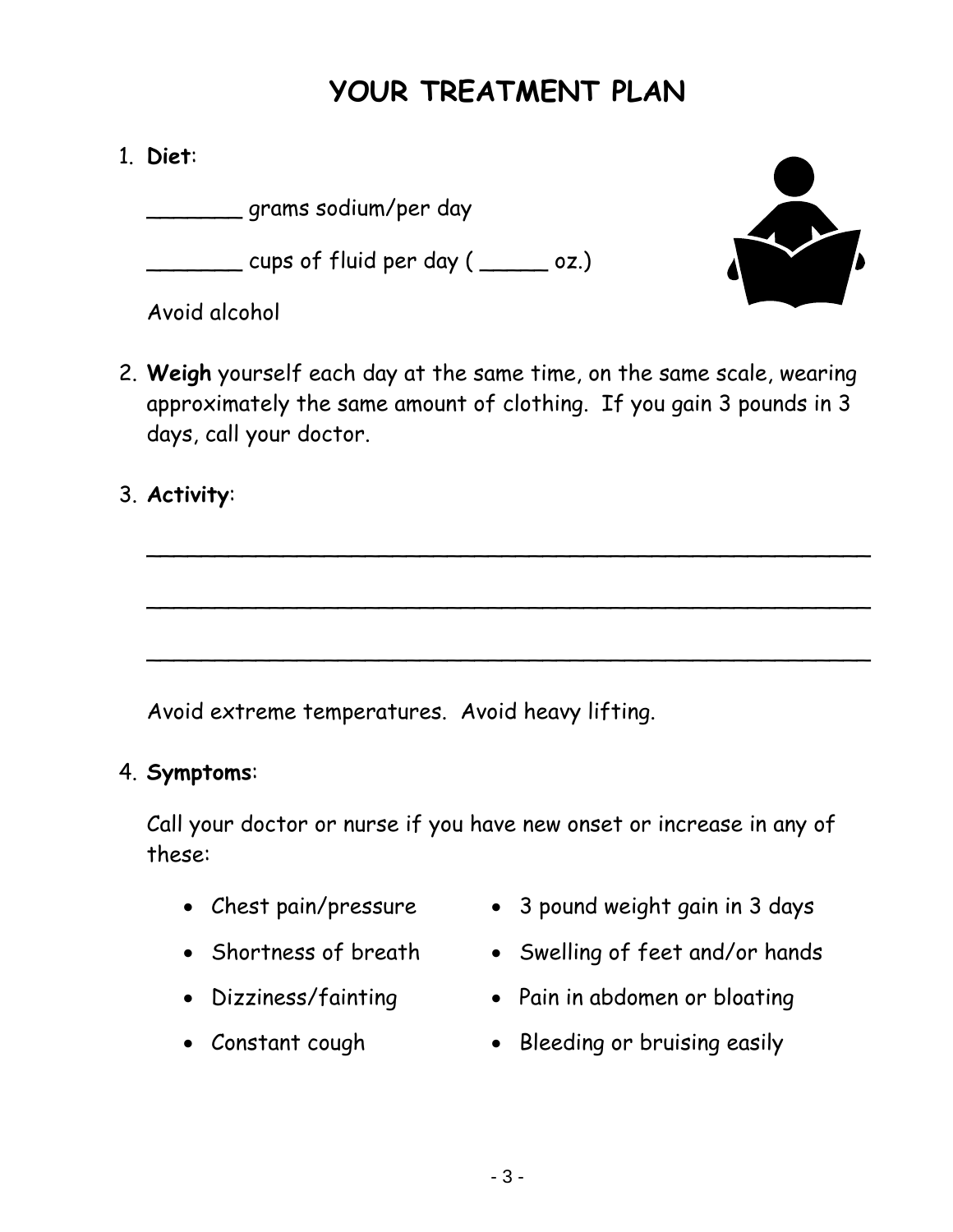# YOUR TREATMENT PLAN

1. **Diet**:

   _______ grams sodium/per day

   _______ cups of fluid per day ( _____ oz.)

   Avoid alcohol

2. **Weigh** yourself each day at the same time, on the same scale, wearing approximately the same amount of clothing. If you gain 3 pounds in 3 days, call your doctor.

3. **Activity**:

   ________________________________________________________

   ________________________________________________________

   ________________________________________________________

   Avoid extreme temperatures. Avoid heavy lifting.

4. **Symptoms**:

   Call your doctor or nurse if you have new onset or increase in any of these:

   - Chest pain/pressure
   - Shortness of breath
   - Dizziness/fainting
   - Constant cough
   - 3 pound weight gain in 3 days
   - Swelling of feet and/or hands
   - Pain in abdomen or bloating
   - Bleeding or bruising easily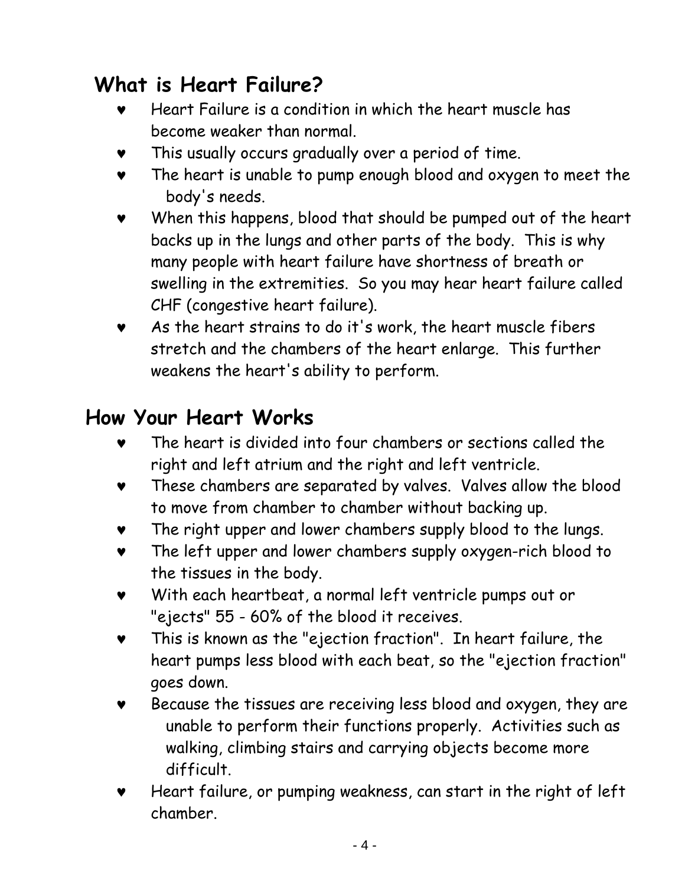## What is Heart Failure?

- Heart Failure is a condition in which the heart muscle has become weaker than normal.
- This usually occurs gradually over a period of time.
- The heart is unable to pump enough blood and oxygen to meet the body's needs.
- When this happens, blood that should be pumped out of the heart backs up in the lungs and other parts of the body. This is why many people with heart failure have shortness of breath or swelling in the extremities. So you may hear heart failure called CHF (congestive heart failure).
- As the heart strains to do it's work, the heart muscle fibers stretch and the chambers of the heart enlarge. This further weakens the heart's ability to perform.

## How Your Heart Works

- The heart is divided into four chambers or sections called the right and left atrium and the right and left ventricle.
- These chambers are separated by valves. Valves allow the blood to move from chamber to chamber without backing up.
- The right upper and lower chambers supply blood to the lungs.
- The left upper and lower chambers supply oxygen-rich blood to the tissues in the body.
- With each heartbeat, a normal left ventricle pumps out or "ejects" 55 - 60% of the blood it receives.
- This is known as the "ejection fraction". In heart failure, the heart pumps less blood with each beat, so the "ejection fraction" goes down.
- Because the tissues are receiving less blood and oxygen, they are unable to perform their functions properly. Activities such as walking, climbing stairs and carrying objects become more difficult.
- Heart failure, or pumping weakness, can start in the right of left chamber.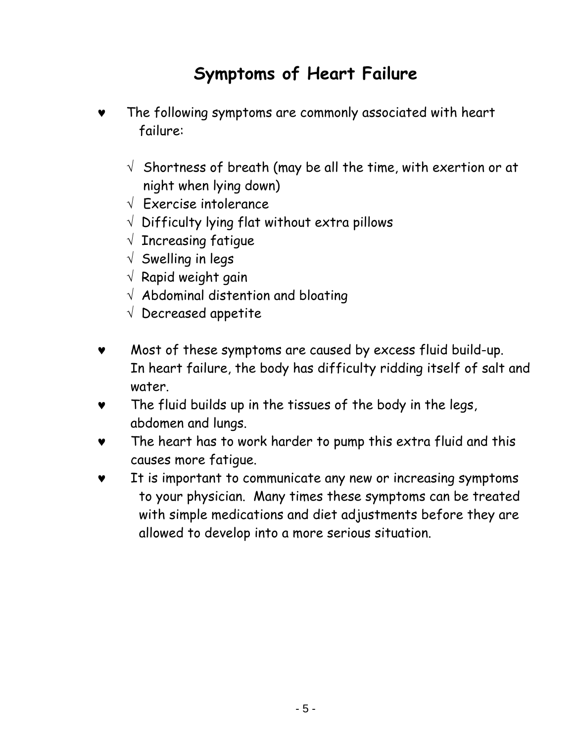# Symptoms of Heart Failure

- The following symptoms are commonly associated with heart failure:

  - Shortness of breath (may be all the time, with exertion or at night when lying down)
  - Exercise intolerance
  - Difficulty lying flat without extra pillows
  - Increasing fatigue
  - Swelling in legs
  - Rapid weight gain
  - Abdominal distention and bloating
  - Decreased appetite

- Most of these symptoms are caused by excess fluid build-up. In heart failure, the body has difficulty ridding itself of salt and water.
- The fluid builds up in the tissues of the body in the legs, abdomen and lungs.
- The heart has to work harder to pump this extra fluid and this causes more fatigue.
- It is important to communicate any new or increasing symptoms to your physician. Many times these symptoms can be treated with simple medications and diet adjustments before they are allowed to develop into a more serious situation.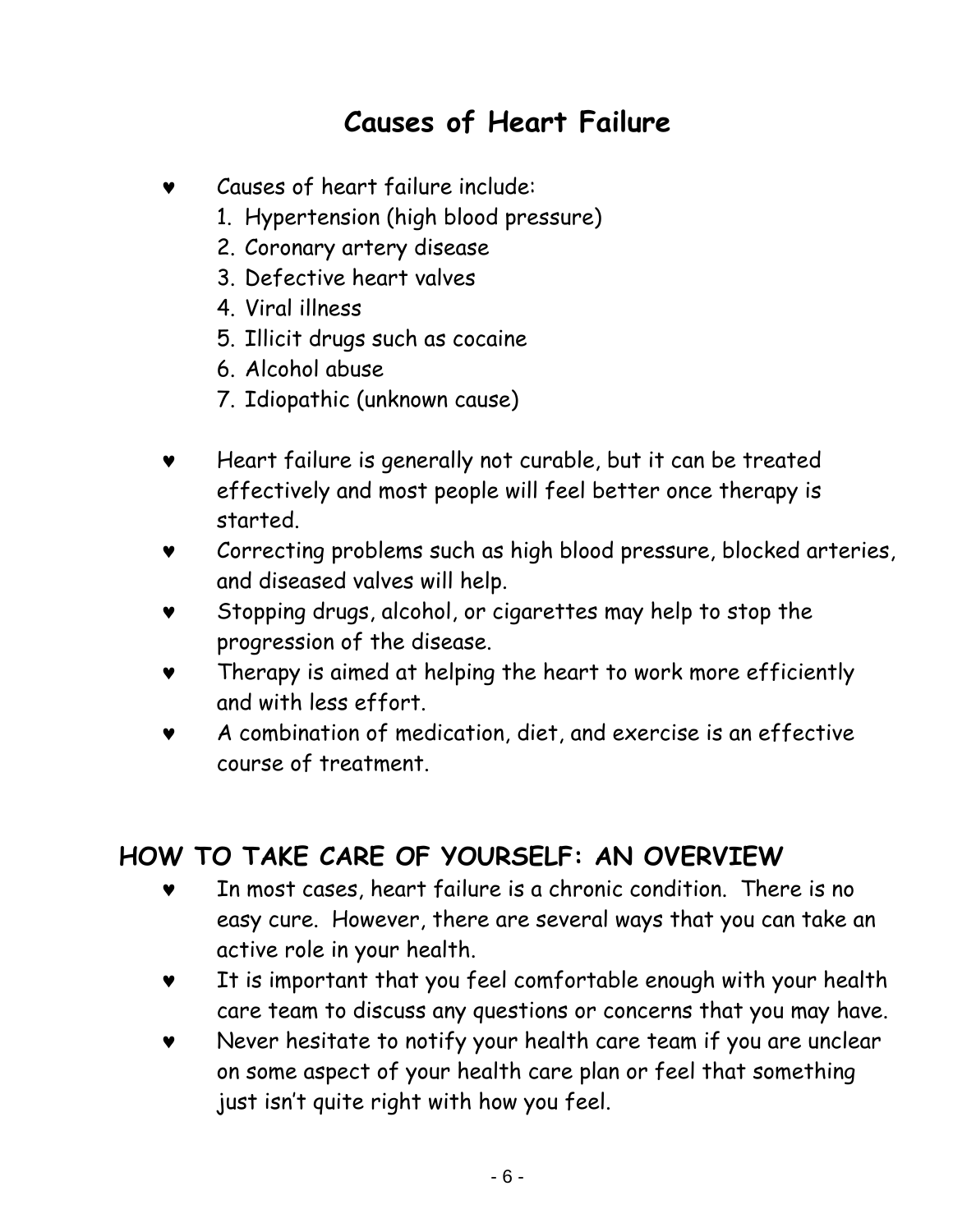# Causes of Heart Failure

- Causes of heart failure include:
  1. Hypertension (high blood pressure)
  2. Coronary artery disease
  3. Defective heart valves
  4. Viral illness
  5. Illicit drugs such as cocaine
  6. Alcohol abuse
  7. Idiopathic (unknown cause)
- Heart failure is generally not curable, but it can be treated effectively and most people will feel better once therapy is started.
- Correcting problems such as high blood pressure, blocked arteries, and diseased valves will help.
- Stopping drugs, alcohol, or cigarettes may help to stop the progression of the disease.
- Therapy is aimed at helping the heart to work more efficiently and with less effort.
- A combination of medication, diet, and exercise is an effective course of treatment.

## HOW TO TAKE CARE OF YOURSELF: AN OVERVIEW

- In most cases, heart failure is a chronic condition. There is no easy cure. However, there are several ways that you can take an active role in your health.
- It is important that you feel comfortable enough with your health care team to discuss any questions or concerns that you may have.
- Never hesitate to notify your health care team if you are unclear on some aspect of your health care plan or feel that something just isn't quite right with how you feel.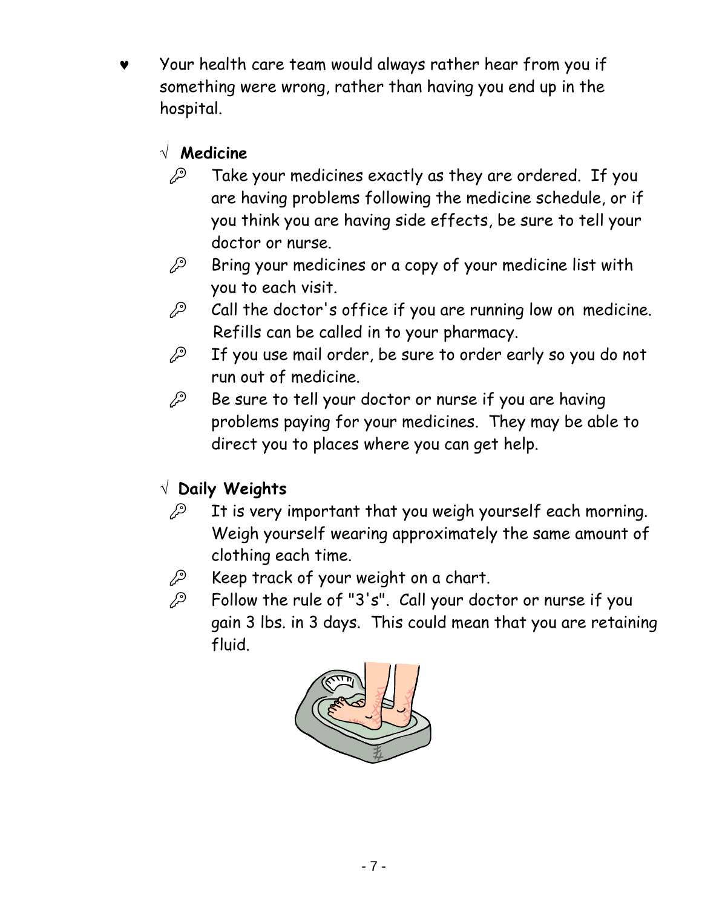- Your health care team would always rather hear from you if something were wrong, rather than having you end up in the hospital.

### √ Medicine

- Take your medicines exactly as they are ordered. If you are having problems following the medicine schedule, or if you think you are having side effects, be sure to tell your doctor or nurse.
- Bring your medicines or a copy of your medicine list with you to each visit.
- Call the doctor's office if you are running low on medicine. Refills can be called in to your pharmacy.
- If you use mail order, be sure to order early so you do not run out of medicine.
- Be sure to tell your doctor or nurse if you are having problems paying for your medicines. They may be able to direct you to places where you can get help.

### √ Daily Weights

- It is very important that you weigh yourself each morning. Weigh yourself wearing approximately the same amount of clothing each time.
- Keep track of your weight on a chart.
- Follow the rule of "3's". Call your doctor or nurse if you gain 3 lbs. in 3 days. This could mean that you are retaining fluid.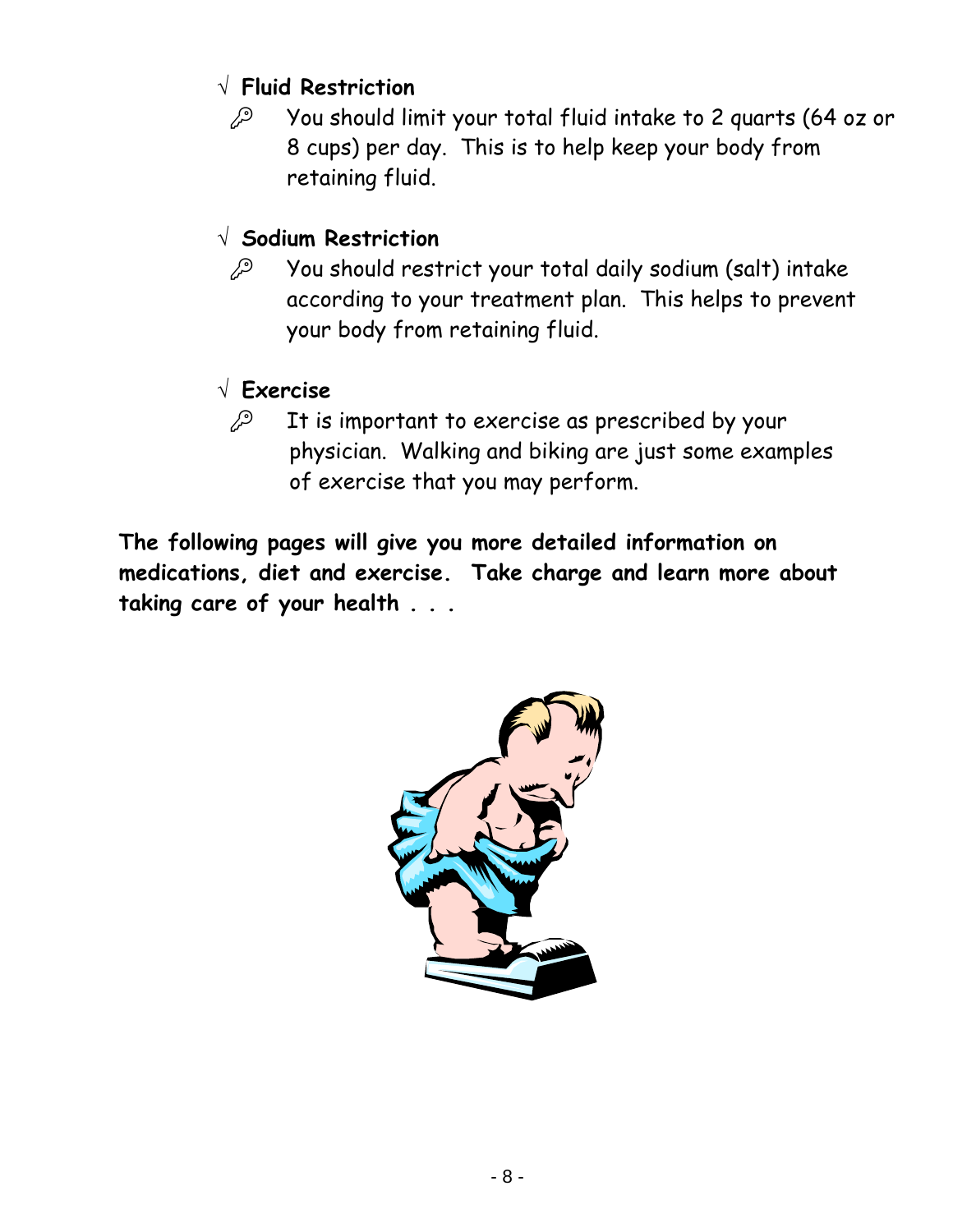√ **Fluid Restriction**

- You should limit your total fluid intake to 2 quarts (64 oz or 8 cups) per day. This is to help keep your body from retaining fluid.

√ **Sodium Restriction**

- You should restrict your total daily sodium (salt) intake according to your treatment plan. This helps to prevent your body from retaining fluid.

√ **Exercise**

- It is important to exercise as prescribed by your physician. Walking and biking are just some examples of exercise that you may perform.

**The following pages will give you more detailed information on medications, diet and exercise. Take charge and learn more about taking care of your health . . .**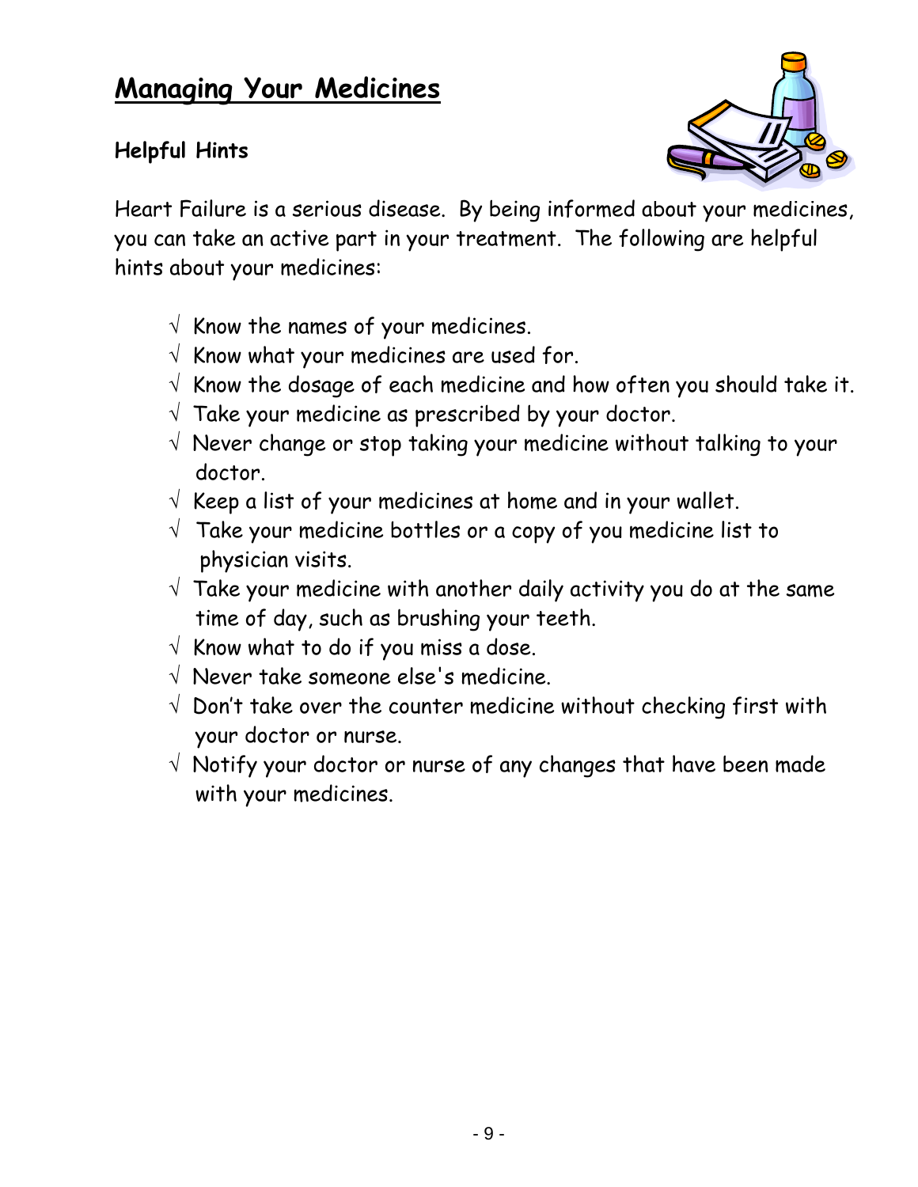# Managing Your Medicines

### Helpful Hints

Heart Failure is a serious disease. By being informed about your medicines, you can take an active part in your treatment. The following are helpful hints about your medicines:

- √ Know the names of your medicines.
- √ Know what your medicines are used for.
- √ Know the dosage of each medicine and how often you should take it.
- √ Take your medicine as prescribed by your doctor.
- √ Never change or stop taking your medicine without talking to your doctor.
- √ Keep a list of your medicines at home and in your wallet.
- √ Take your medicine bottles or a copy of you medicine list to physician visits.
- √ Take your medicine with another daily activity you do at the same time of day, such as brushing your teeth.
- √ Know what to do if you miss a dose.
- √ Never take someone else's medicine.
- √ Don't take over the counter medicine without checking first with your doctor or nurse.
- √ Notify your doctor or nurse of any changes that have been made with your medicines.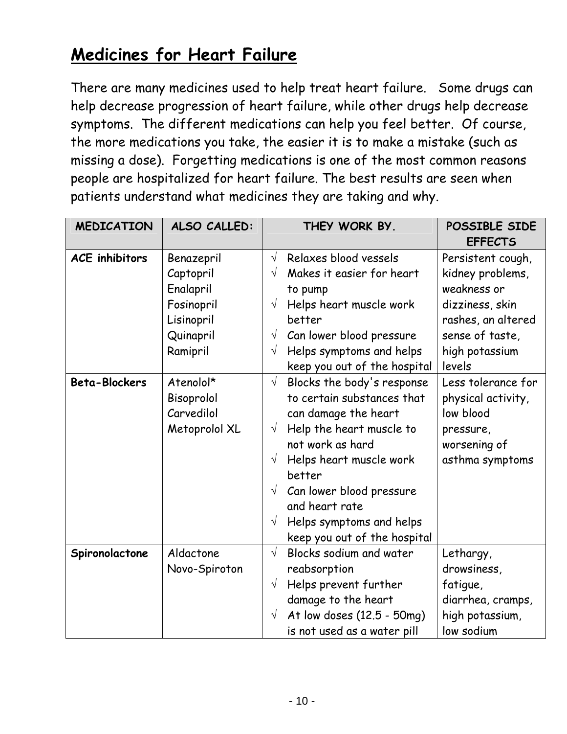# Medicines for Heart Failure

There are many medicines used to help treat heart failure. Some drugs can help decrease progression of heart failure, while other drugs help decrease symptoms. The different medications can help you feel better. Of course, the more medications you take, the easier it is to make a mistake (such as missing a dose). Forgetting medications is one of the most common reasons people are hospitalized for heart failure. The best results are seen when patients understand what medicines they are taking and why.

| MEDICATION | ALSO CALLED: | THEY WORK BY. | POSSIBLE SIDE EFFECTS |
|---|---|---|---|
| **ACE inhibitors** | Benazepril<br>Captopril<br>Enalapril<br>Fosinopril<br>Lisinopril<br>Quinapril<br>Ramipril | √ Relaxes blood vessels<br>√ Makes it easier for heart to pump<br>√ Helps heart muscle work better<br>√ Can lower blood pressure<br>√ Helps symptoms and helps keep you out of the hospital | Persistent cough, kidney problems, weakness or dizziness, skin rashes, an altered sense of taste, high potassium levels |
| **Beta-Blockers** | Atenolol*<br>Bisoprolol<br>Carvedilol<br>Metoprolol XL | √ Blocks the body's response to certain substances that can damage the heart<br>√ Help the heart muscle to not work as hard<br>√ Helps heart muscle work better<br>√ Can lower blood pressure and heart rate<br>√ Helps symptoms and helps keep you out of the hospital | Less tolerance for physical activity, low blood pressure, worsening of asthma symptoms |
| **Spironolactone** | Aldactone<br>Novo-Spiroton | √ Blocks sodium and water reabsorption<br>√ Helps prevent further damage to the heart<br>√ At low doses (12.5 - 50mg) is not used as a water pill | Lethargy, drowsiness, fatigue, diarrhea, cramps, high potassium, low sodium |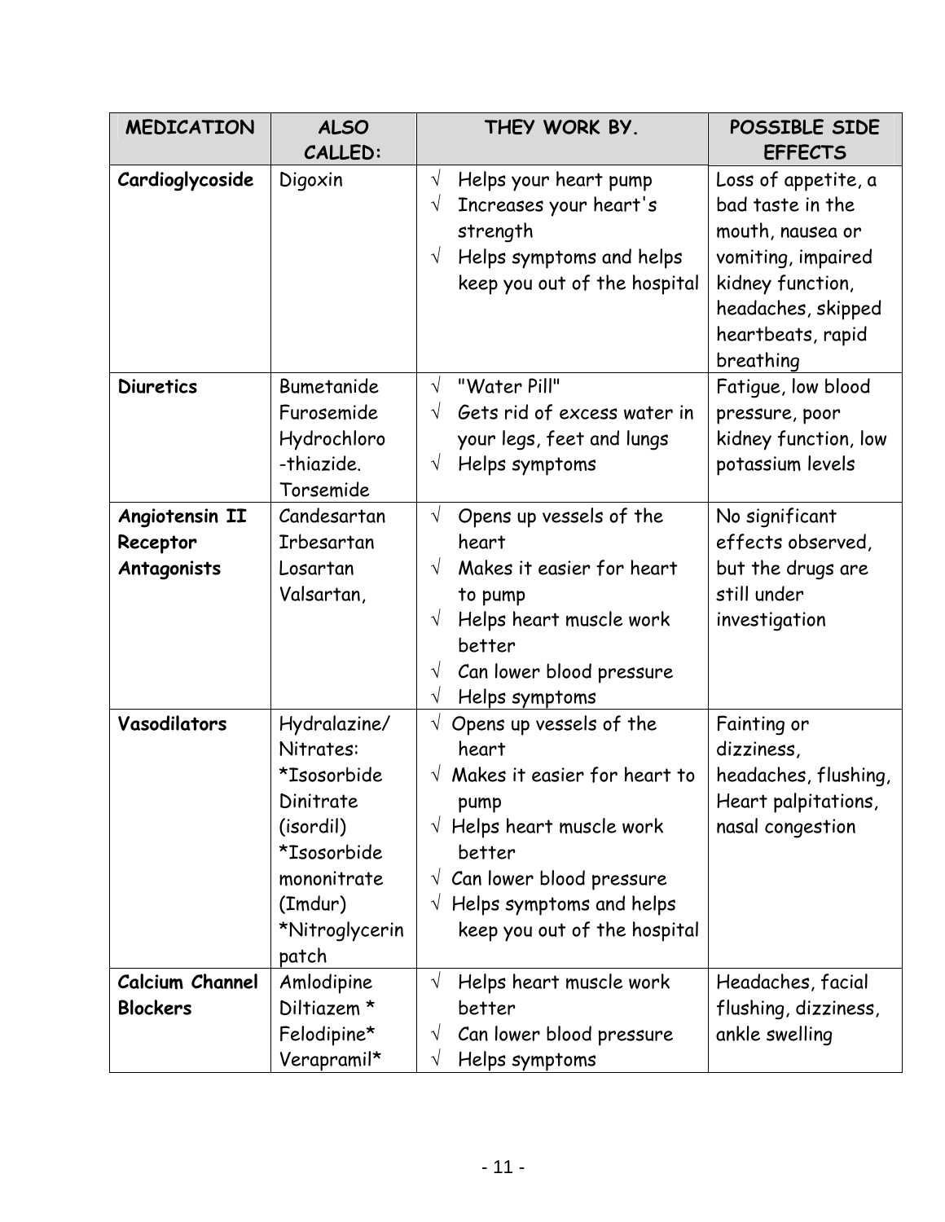| MEDICATION | ALSO CALLED: | THEY WORK BY. | POSSIBLE SIDE EFFECTS |
|---|---|---|---|
| **Cardioglycoside** | Digoxin | √ Helps your heart pump<br>√ Increases your heart's strength<br>√ Helps symptoms and helps keep you out of the hospital | Loss of appetite, a bad taste in the mouth, nausea or vomiting, impaired kidney function, headaches, skipped heartbeats, rapid breathing |
| **Diuretics** | Bumetanide<br>Furosemide<br>Hydrochloro-thiazide.<br>Torsemide | √ "Water Pill"<br>√ Gets rid of excess water in your legs, feet and lungs<br>√ Helps symptoms | Fatigue, low blood pressure, poor kidney function, low potassium levels |
| **Angiotensin II Receptor Antagonists** | Candesartan<br>Irbesartan<br>Losartan<br>Valsartan, | √ Opens up vessels of the heart<br>√ Makes it easier for heart to pump<br>√ Helps heart muscle work better<br>√ Can lower blood pressure<br>√ Helps symptoms | No significant effects observed, but the drugs are still under investigation |
| **Vasodilators** | Hydralazine/ Nitrates:<br>*Isosorbide Dinitrate (isordil)<br>*Isosorbide mononitrate (Imdur)<br>*Nitroglycerin patch | √ Opens up vessels of the heart<br>√ Makes it easier for heart to pump<br>√ Helps heart muscle work better<br>√ Can lower blood pressure<br>√ Helps symptoms and helps keep you out of the hospital | Fainting or dizziness, headaches, flushing, Heart palpitations, nasal congestion |
| **Calcium Channel Blockers** | Amlodipine<br>Diltiazem *<br>Felodipine*<br>Verapramil* | √ Helps heart muscle work better<br>√ Can lower blood pressure<br>√ Helps symptoms | Headaches, facial flushing, dizziness, ankle swelling |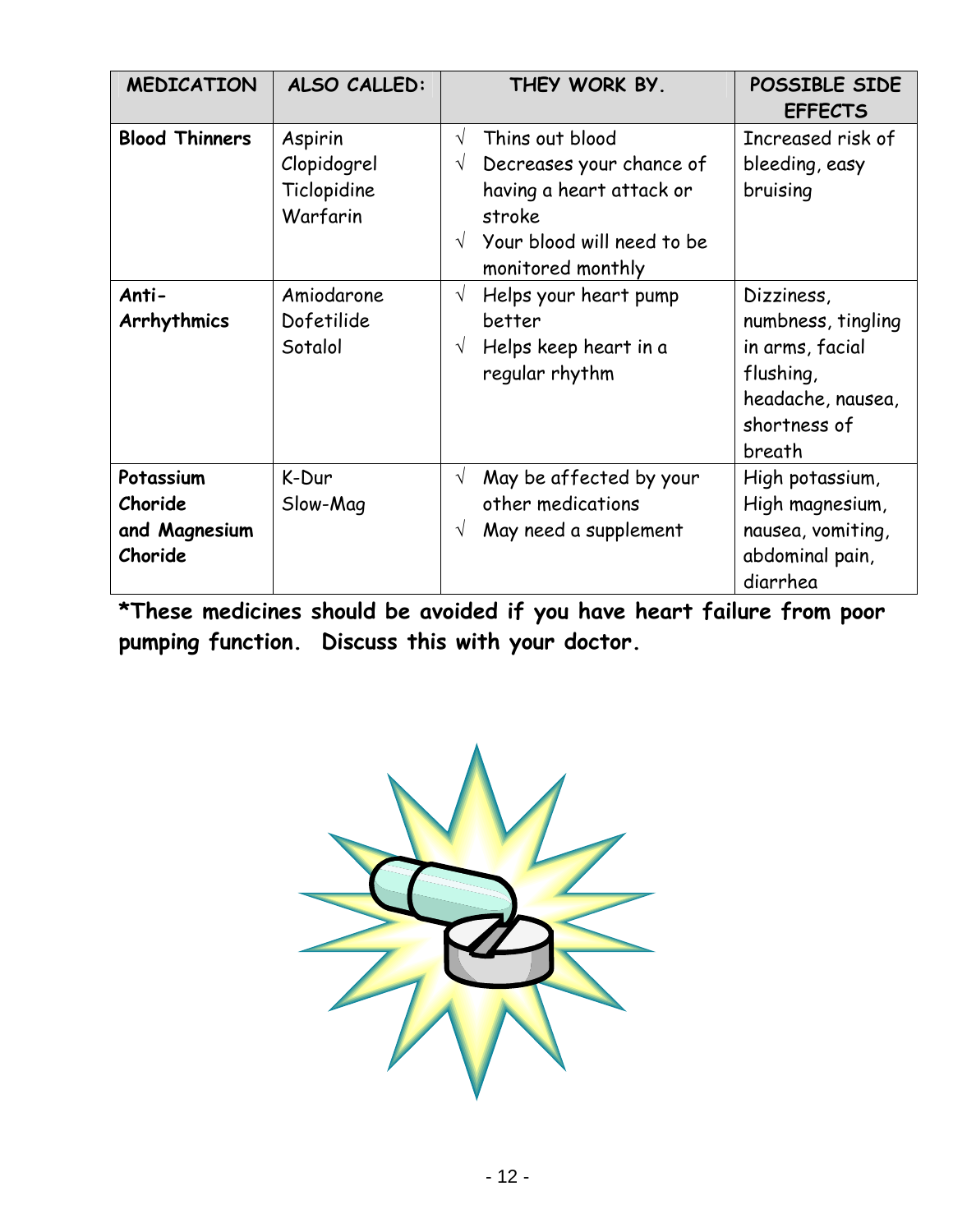| MEDICATION | ALSO CALLED: | THEY WORK BY. | POSSIBLE SIDE EFFECTS |
|---|---|---|---|
| **Blood Thinners** | Aspirin<br>Clopidogrel<br>Ticlopidine<br>Warfarin | √ Thins out blood<br>√ Decreases your chance of having a heart attack or stroke<br>√ Your blood will need to be monitored monthly | Increased risk of bleeding, easy bruising |
| **Anti-Arrhythmics** | Amiodarone<br>Dofetilide<br>Sotalol | √ Helps your heart pump better<br>√ Helps keep heart in a regular rhythm | Dizziness, numbness, tingling in arms, facial flushing, headache, nausea, shortness of breath |
| **Potassium Choride and Magnesium Choride** | K-Dur<br>Slow-Mag | √ May be affected by your other medications<br>√ May need a supplement | High potassium, High magnesium, nausea, vomiting, abdominal pain, diarrhea |

**\*These medicines should be avoided if you have heart failure from poor pumping function. Discuss this with your doctor.**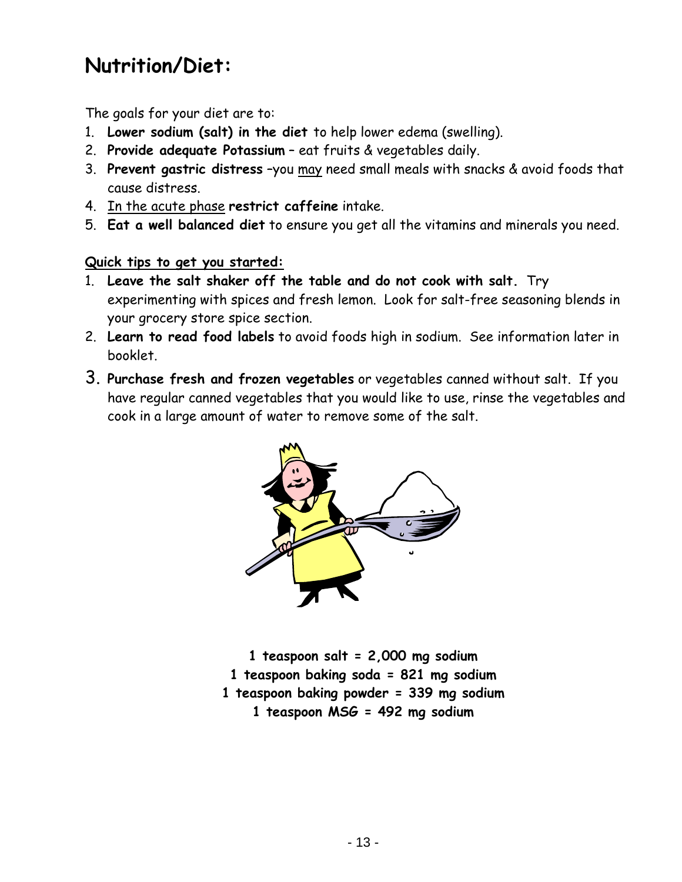# Nutrition/Diet:

The goals for your diet are to:

1. **Lower sodium (salt) in the diet** to help lower edema (swelling).
2. **Provide adequate Potassium** – eat fruits & vegetables daily.
3. **Prevent gastric distress** –you <u>may</u> need small meals with snacks & avoid foods that cause distress.
4. <u>In the acute phase</u> **restrict caffeine** intake.
5. **Eat a well balanced diet** to ensure you get all the vitamins and minerals you need.

**<u>Quick tips to get you started:</u>**

1. **Leave the salt shaker off the table and do not cook with salt.** Try experimenting with spices and fresh lemon. Look for salt-free seasoning blends in your grocery store spice section.
2. **Learn to read food labels** to avoid foods high in sodium. See information later in booklet.
3. **Purchase fresh and frozen vegetables** or vegetables canned without salt. If you have regular canned vegetables that you would like to use, rinse the vegetables and cook in a large amount of water to remove some of the salt.

**1 teaspoon salt = 2,000 mg sodium**
**1 teaspoon baking soda = 821 mg sodium**
**1 teaspoon baking powder = 339 mg sodium**
**1 teaspoon MSG = 492 mg sodium**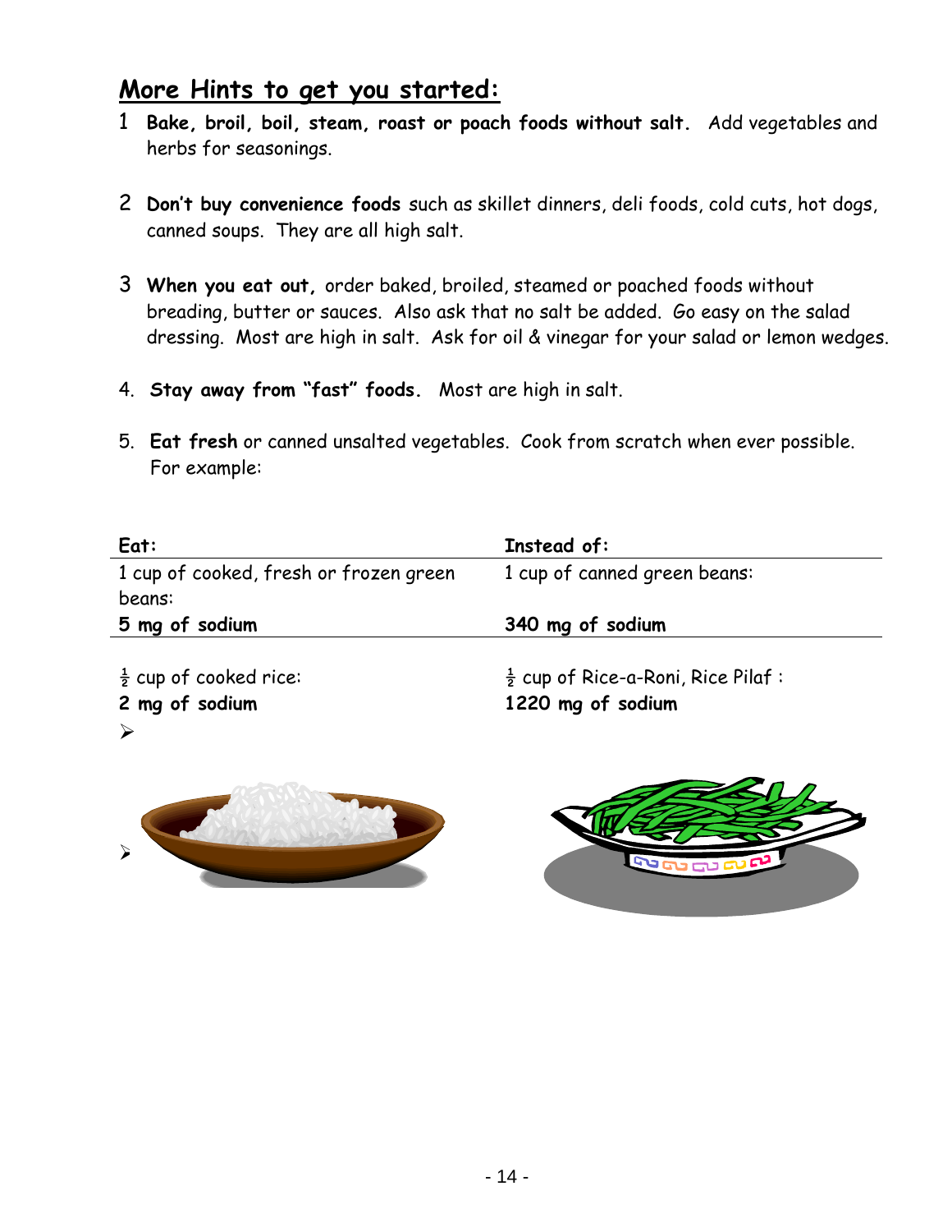## More Hints to get you started:

1. **Bake, broil, boil, steam, roast or poach foods without salt.** Add vegetables and herbs for seasonings.

2. **Don't buy convenience foods** such as skillet dinners, deli foods, cold cuts, hot dogs, canned soups. They are all high salt.

3. **When you eat out,** order baked, broiled, steamed or poached foods without breading, butter or sauces. Also ask that no salt be added. Go easy on the salad dressing. Most are high in salt. Ask for oil & vinegar for your salad or lemon wedges.

4. **Stay away from "fast" foods.** Most are high in salt.

5. **Eat fresh** or canned unsalted vegetables. Cook from scratch when ever possible. For example:

| Eat: | Instead of: |
|---|---|
| 1 cup of cooked, fresh or frozen green beans: | 1 cup of canned green beans: |
| **5 mg of sodium** | **340 mg of sodium** |
| ½ cup of cooked rice: | ½ cup of Rice-a-Roni, Rice Pilaf : |
| **2 mg of sodium** | **1220 mg of sodium** |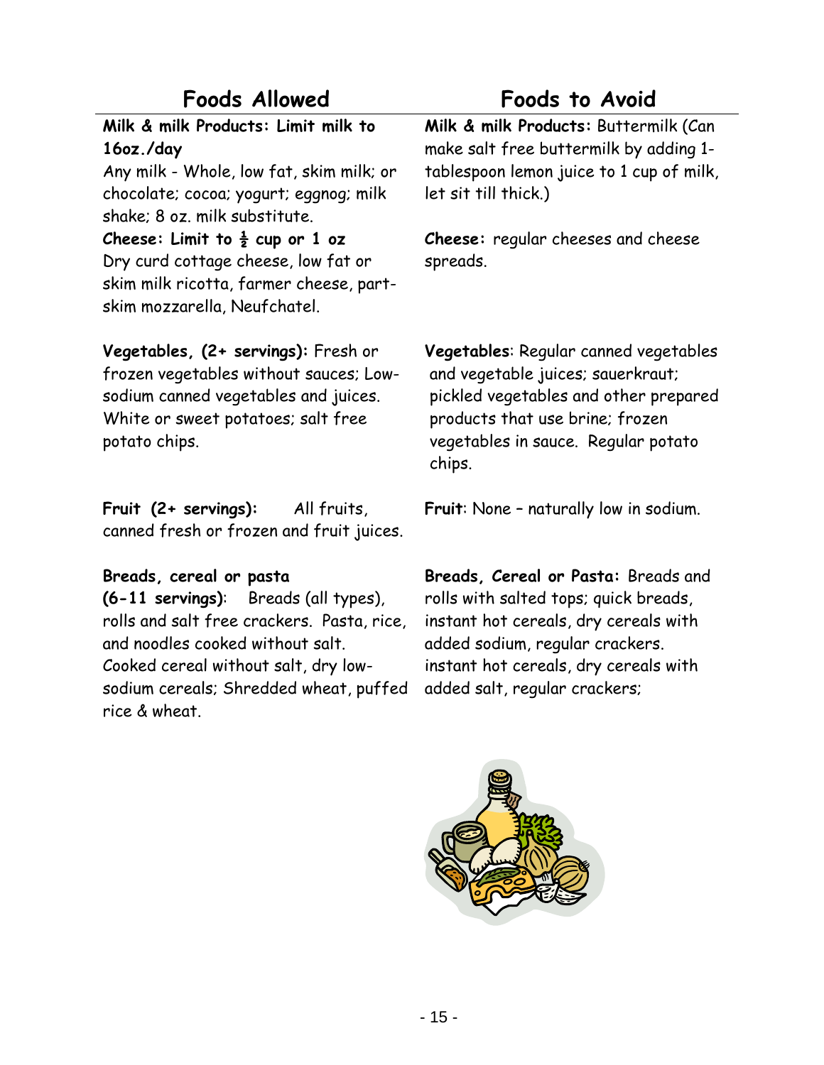| Foods Allowed | Foods to Avoid |
|---|---|
| **Milk & milk Products: Limit milk to 16oz./day** Any milk - Whole, low fat, skim milk; or chocolate; cocoa; yogurt; eggnog; milk shake; 8 oz. milk substitute. | **Milk & milk Products:** Buttermilk (Can make salt free buttermilk by adding 1-tablespoon lemon juice to 1 cup of milk, let sit till thick.) |
| **Cheese: Limit to ½ cup or 1 oz** Dry curd cottage cheese, low fat or skim milk ricotta, farmer cheese, part-skim mozzarella, Neufchatel. | **Cheese:** regular cheeses and cheese spreads. |
| **Vegetables, (2+ servings):** Fresh or frozen vegetables without sauces; Low-sodium canned vegetables and juices. White or sweet potatoes; salt free potato chips. | **Vegetables**: Regular canned vegetables and vegetable juices; sauerkraut; pickled vegetables and other prepared products that use brine; frozen vegetables in sauce. Regular potato chips. |
| **Fruit (2+ servings):** All fruits, canned fresh or frozen and fruit juices. | **Fruit**: None – naturally low in sodium. |
| **Breads, cereal or pasta (6-11 servings)**: Breads (all types), rolls and salt free crackers. Pasta, rice, and noodles cooked without salt. Cooked cereal without salt, dry low-sodium cereals; Shredded wheat, puffed rice & wheat. | **Breads, Cereal or Pasta:** Breads and rolls with salted tops; quick breads, instant hot cereals, dry cereals with added sodium, regular crackers. instant hot cereals, dry cereals with added salt, regular crackers; |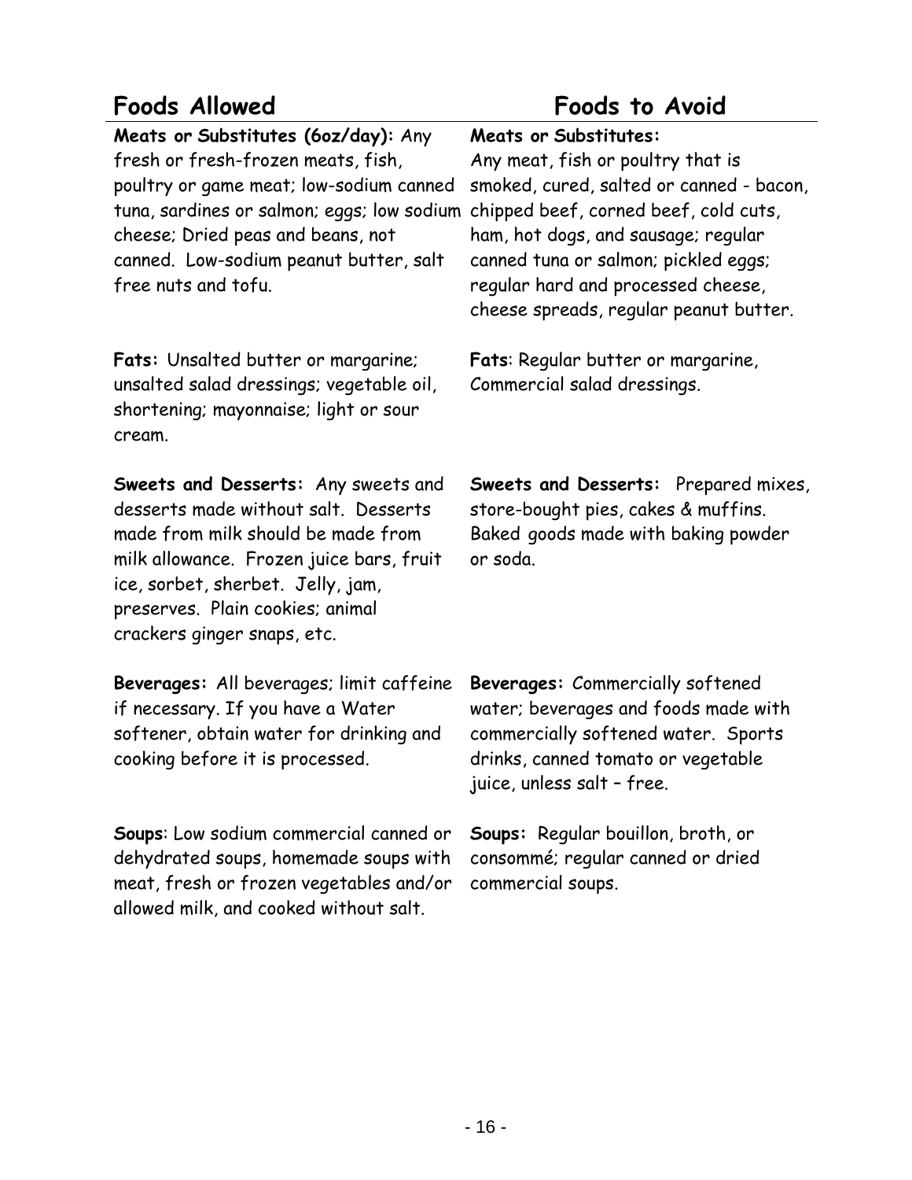| Foods Allowed | Foods to Avoid |
|---|---|
| **Meats or Substitutes (6oz/day):** Any fresh or fresh-frozen meats, fish, poultry or game meat; low-sodium canned tuna, sardines or salmon; eggs; low sodium cheese; Dried peas and beans, not canned. Low-sodium peanut butter, salt free nuts and tofu. | **Meats or Substitutes:** Any meat, fish or poultry that is smoked, cured, salted or canned - bacon, chipped beef, corned beef, cold cuts, ham, hot dogs, and sausage; regular canned tuna or salmon; pickled eggs; regular hard and processed cheese, cheese spreads, regular peanut butter. |
| **Fats:** Unsalted butter or margarine; unsalted salad dressings; vegetable oil, shortening; mayonnaise; light or sour cream. | **Fats**: Regular butter or margarine, Commercial salad dressings. |
| **Sweets and Desserts:** Any sweets and desserts made without salt. Desserts made from milk should be made from milk allowance. Frozen juice bars, fruit ice, sorbet, sherbet. Jelly, jam, preserves. Plain cookies; animal crackers ginger snaps, etc. | **Sweets and Desserts:** Prepared mixes, store-bought pies, cakes & muffins. Baked goods made with baking powder or soda. |
| **Beverages:** All beverages; limit caffeine if necessary. If you have a Water softener, obtain water for drinking and cooking before it is processed. | **Beverages:** Commercially softened water; beverages and foods made with commercially softened water. Sports drinks, canned tomato or vegetable juice, unless salt – free. |
| **Soups**: Low sodium commercial canned or dehydrated soups, homemade soups with meat, fresh or frozen vegetables and/or allowed milk, and cooked without salt. | **Soups:** Regular bouillon, broth, or consommé; regular canned or dried commercial soups. |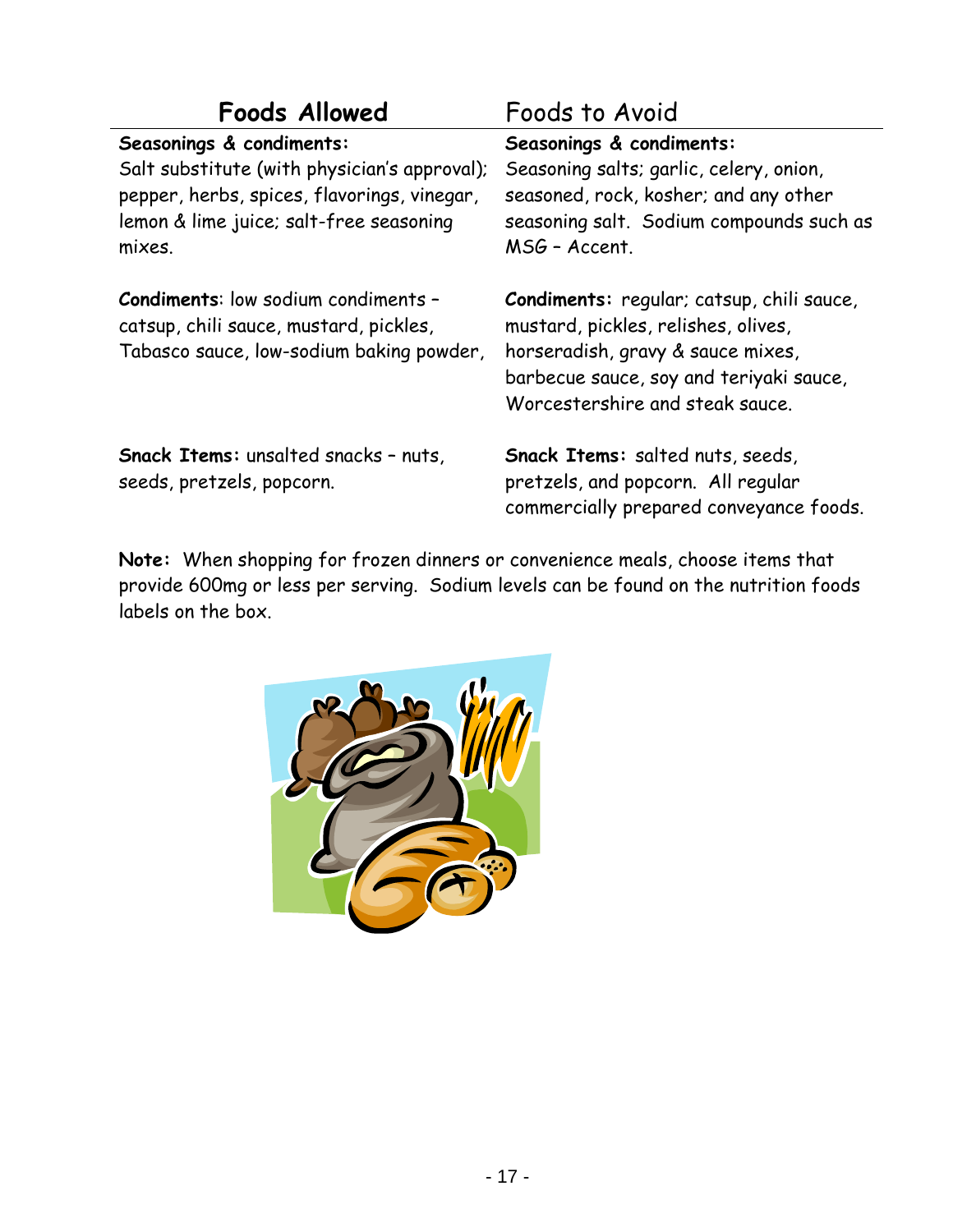| **Foods Allowed** | Foods to Avoid |
| --- | --- |
| **Seasonings & condiments:** Salt substitute (with physician's approval); pepper, herbs, spices, flavorings, vinegar, lemon & lime juice; salt-free seasoning mixes. | **Seasonings & condiments:** Seasoning salts; garlic, celery, onion, seasoned, rock, kosher; and any other seasoning salt. Sodium compounds such as MSG – Accent. |
| **Condiments**: low sodium condiments – catsup, chili sauce, mustard, pickles, Tabasco sauce, low-sodium baking powder, | **Condiments:** regular; catsup, chili sauce, mustard, pickles, relishes, olives, horseradish, gravy & sauce mixes, barbecue sauce, soy and teriyaki sauce, Worcestershire and steak sauce. |
| **Snack Items:** unsalted snacks – nuts, seeds, pretzels, popcorn. | **Snack Items:** salted nuts, seeds, pretzels, and popcorn. All regular commercially prepared conveyance foods. |

**Note:** When shopping for frozen dinners or convenience meals, choose items that provide 600mg or less per serving. Sodium levels can be found on the nutrition foods labels on the box.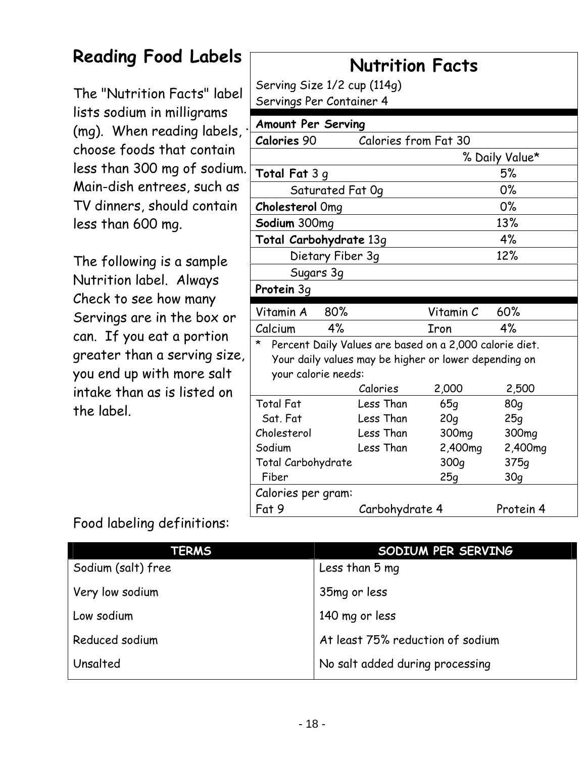# Reading Food Labels

The "Nutrition Facts" label lists sodium in milligrams (mg). When reading labels, choose foods that contain less than 300 mg of sodium. Main-dish entrees, such as TV dinners, should contain less than 600 mg.

The following is a sample Nutrition label. Always Check to see how many Servings are in the box or can. If you eat a portion greater than a serving size, you end up with more salt intake than as is listed on the label.

## Nutrition Facts

Serving Size 1/2 cup (114g)
Servings Per Container 4

| **Amount Per Serving** | | | |
|---|---|---|---|
| **Calories** 90 | Calories from Fat 30 | | |
| | | | % Daily Value* |
| **Total Fat** 3 g | | | 5% |
| Saturated Fat 0g | | | 0% |
| **Cholesterol** 0mg | | | 0% |
| **Sodium** 300mg | | | 13% |
| **Total Carbohydrate** 13g | | | 4% |
| Dietary Fiber 3g | | | 12% |
| Sugars 3g | | | |
| **Protein** 3g | | | |
| Vitamin A 80% | | Vitamin C | 60% |
| Calcium 4% | | Iron | 4% |

* Percent Daily Values are based on a 2,000 calorie diet. Your daily values may be higher or lower depending on your calorie needs:

| | Calories | 2,000 | 2,500 |
|---|---|---|---|
| Total Fat | Less Than | 65g | 80g |
| Sat. Fat | Less Than | 20g | 25g |
| Cholesterol | Less Than | 300mg | 300mg |
| Sodium | Less Than | 2,400mg | 2,400mg |
| Total Carbohydrate | | 300g | 375g |
| Fiber | | 25g | 30g |

Calories per gram:
Fat 9 Carbohydrate 4 Protein 4

Food labeling definitions:

| TERMS | SODIUM PER SERVING |
|---|---|
| Sodium (salt) free | Less than 5 mg |
| Very low sodium | 35mg or less |
| Low sodium | 140 mg or less |
| Reduced sodium | At least 75% reduction of sodium |
| Unsalted | No salt added during processing |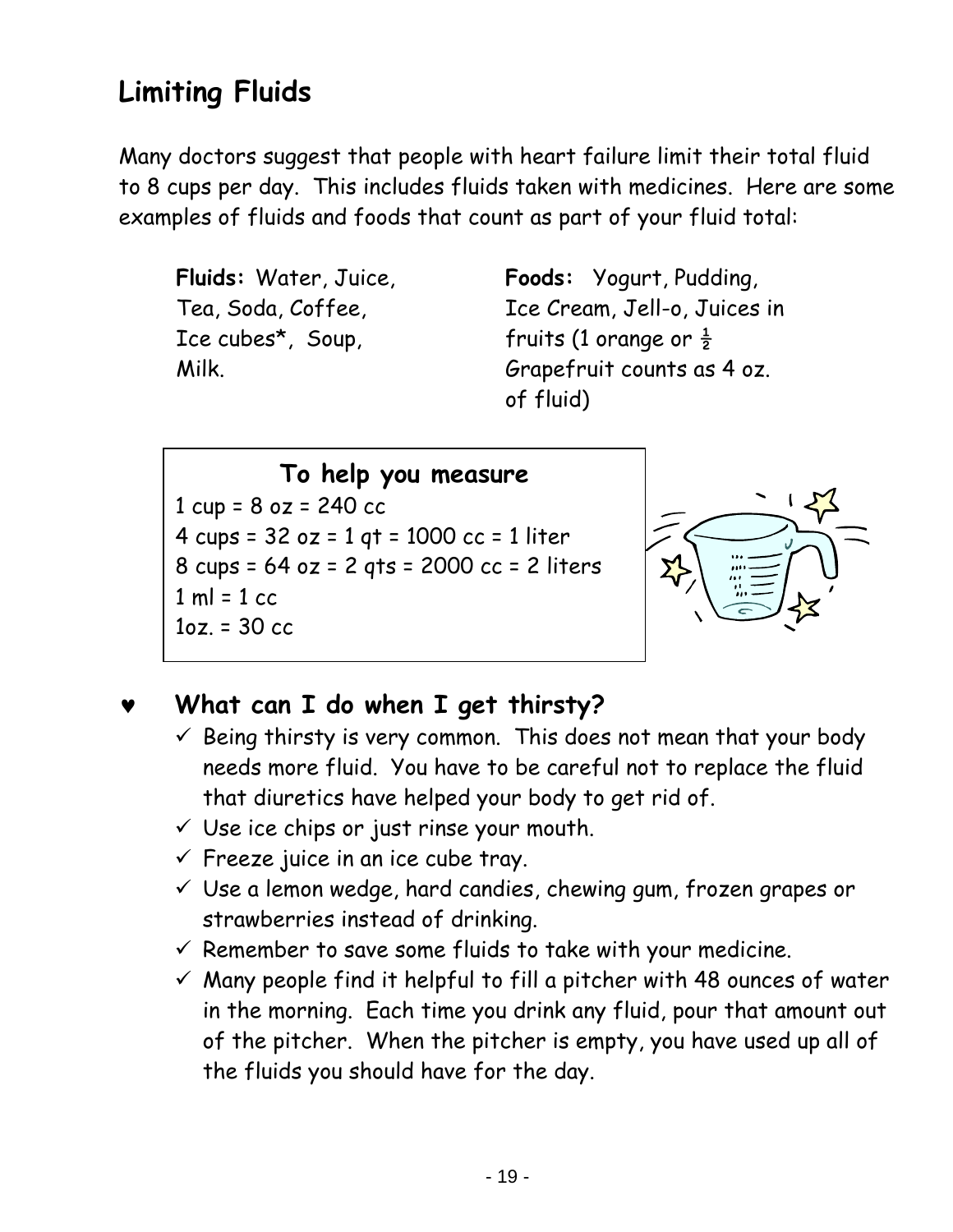## Limiting Fluids

Many doctors suggest that people with heart failure limit their total fluid to 8 cups per day. This includes fluids taken with medicines. Here are some examples of fluids and foods that count as part of your fluid total:

**Fluids:** Water, Juice, Tea, Soda, Coffee, Ice cubes*, Soup, Milk.

**Foods:** Yogurt, Pudding, Ice Cream, Jell-o, Juices in fruits (1 orange or ½ Grapefruit counts as 4 oz. of fluid)

**To help you measure**

1 cup = 8 oz = 240 cc
4 cups = 32 oz = 1 qt = 1000 cc = 1 liter
8 cups = 64 oz = 2 qts = 2000 cc = 2 liters
1 ml = 1 cc
1oz. = 30 cc

### ♥ What can I do when I get thirsty?

- ✓ Being thirsty is very common. This does not mean that your body needs more fluid. You have to be careful not to replace the fluid that diuretics have helped your body to get rid of.
- ✓ Use ice chips or just rinse your mouth.
- ✓ Freeze juice in an ice cube tray.
- ✓ Use a lemon wedge, hard candies, chewing gum, frozen grapes or strawberries instead of drinking.
- ✓ Remember to save some fluids to take with your medicine.
- ✓ Many people find it helpful to fill a pitcher with 48 ounces of water in the morning. Each time you drink any fluid, pour that amount out of the pitcher. When the pitcher is empty, you have used up all of the fluids you should have for the day.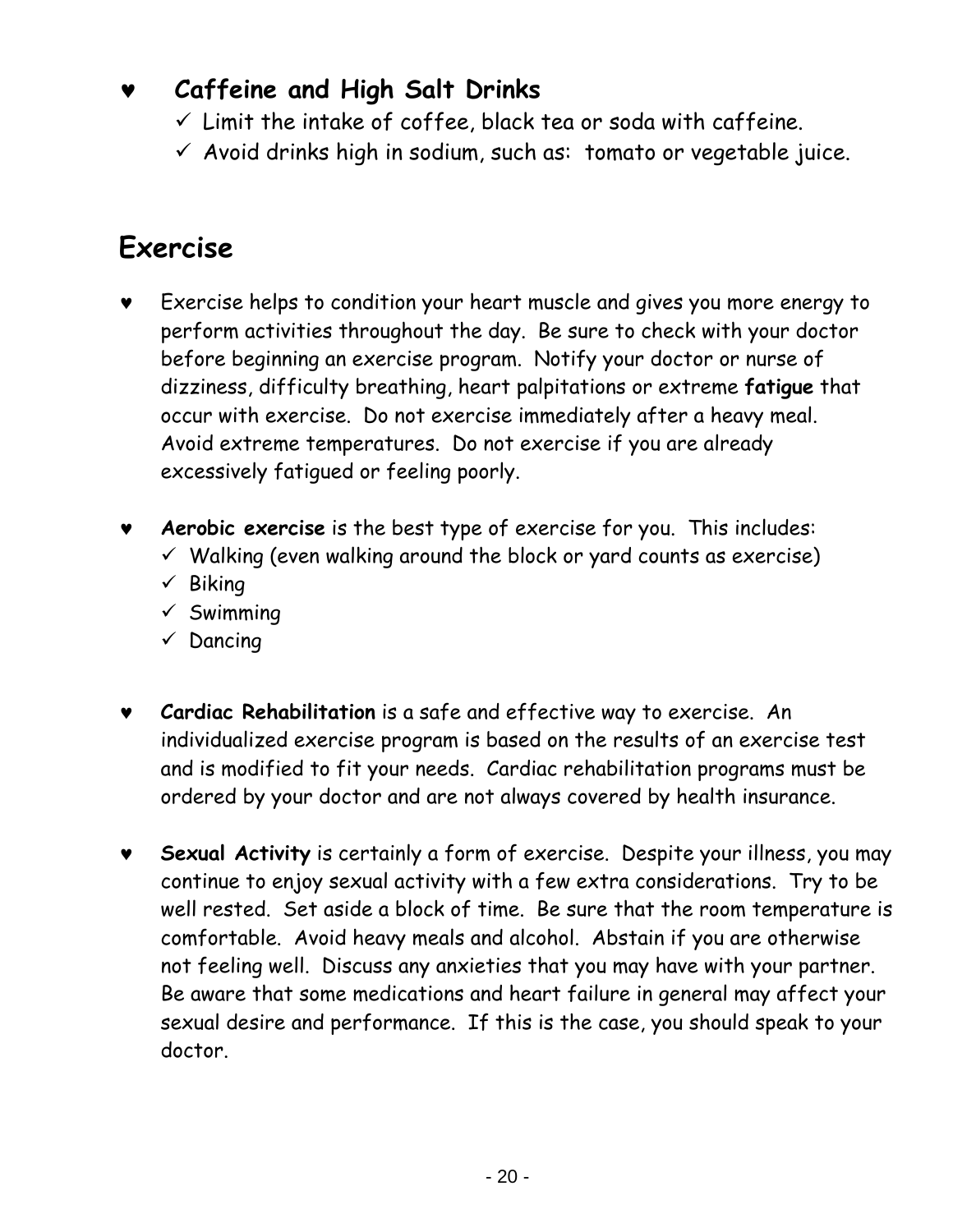- **Caffeine and High Salt Drinks**
  - ✓ Limit the intake of coffee, black tea or soda with caffeine.
  - ✓ Avoid drinks high in sodium, such as: tomato or vegetable juice.

## Exercise

- Exercise helps to condition your heart muscle and gives you more energy to perform activities throughout the day. Be sure to check with your doctor before beginning an exercise program. Notify your doctor or nurse of dizziness, difficulty breathing, heart palpitations or extreme **fatigue** that occur with exercise. Do not exercise immediately after a heavy meal. Avoid extreme temperatures. Do not exercise if you are already excessively fatigued or feeling poorly.

- **Aerobic exercise** is the best type of exercise for you. This includes:
  - ✓ Walking (even walking around the block or yard counts as exercise)
  - ✓ Biking
  - ✓ Swimming
  - ✓ Dancing

- **Cardiac Rehabilitation** is a safe and effective way to exercise. An individualized exercise program is based on the results of an exercise test and is modified to fit your needs. Cardiac rehabilitation programs must be ordered by your doctor and are not always covered by health insurance.

- **Sexual Activity** is certainly a form of exercise. Despite your illness, you may continue to enjoy sexual activity with a few extra considerations. Try to be well rested. Set aside a block of time. Be sure that the room temperature is comfortable. Avoid heavy meals and alcohol. Abstain if you are otherwise not feeling well. Discuss any anxieties that you may have with your partner. Be aware that some medications and heart failure in general may affect your sexual desire and performance. If this is the case, you should speak to your doctor.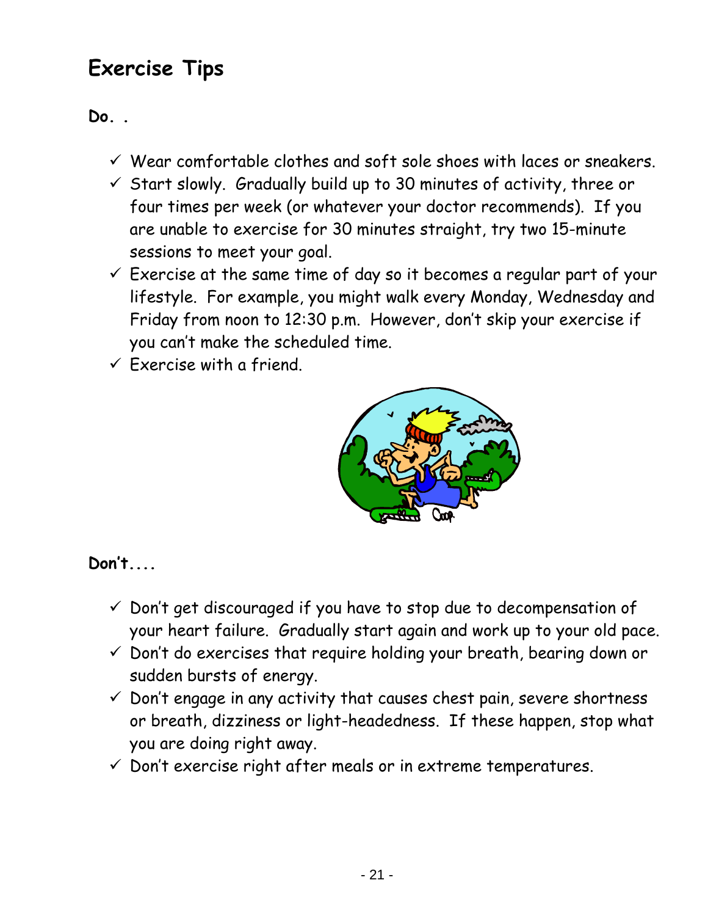# Exercise Tips

**Do. .**

- ✓ Wear comfortable clothes and soft sole shoes with laces or sneakers.
- ✓ Start slowly. Gradually build up to 30 minutes of activity, three or four times per week (or whatever your doctor recommends). If you are unable to exercise for 30 minutes straight, try two 15-minute sessions to meet your goal.
- ✓ Exercise at the same time of day so it becomes a regular part of your lifestyle. For example, you might walk every Monday, Wednesday and Friday from noon to 12:30 p.m. However, don't skip your exercise if you can't make the scheduled time.
- ✓ Exercise with a friend.

**Don't....**

- ✓ Don't get discouraged if you have to stop due to decompensation of your heart failure. Gradually start again and work up to your old pace.
- ✓ Don't do exercises that require holding your breath, bearing down or sudden bursts of energy.
- ✓ Don't engage in any activity that causes chest pain, severe shortness or breath, dizziness or light-headedness. If these happen, stop what you are doing right away.
- ✓ Don't exercise right after meals or in extreme temperatures.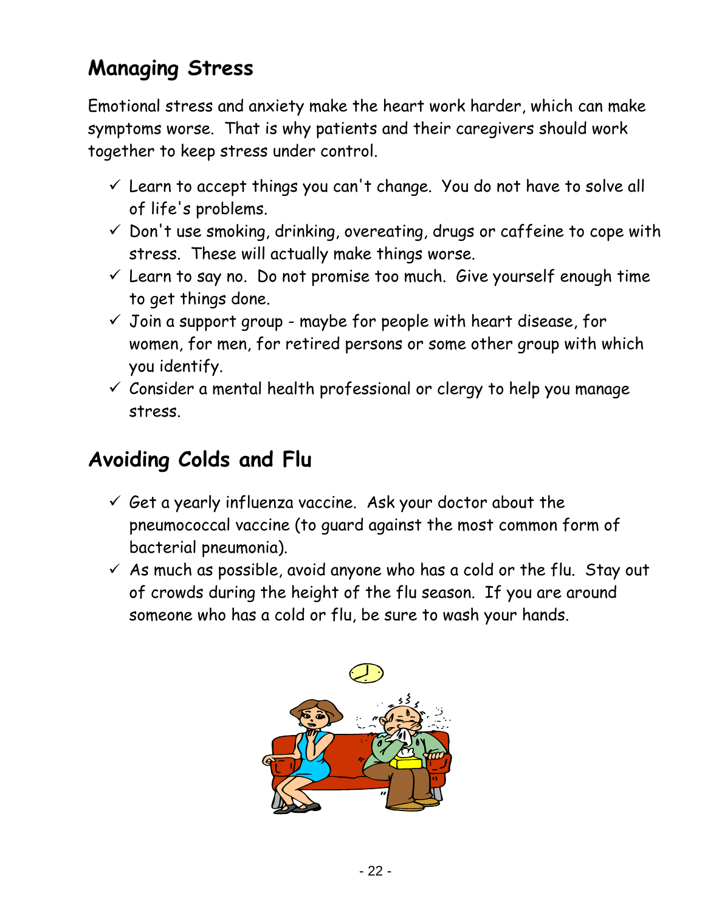## Managing Stress

Emotional stress and anxiety make the heart work harder, which can make symptoms worse. That is why patients and their caregivers should work together to keep stress under control.

- ✓ Learn to accept things you can't change. You do not have to solve all of life's problems.
- ✓ Don't use smoking, drinking, overeating, drugs or caffeine to cope with stress. These will actually make things worse.
- ✓ Learn to say no. Do not promise too much. Give yourself enough time to get things done.
- ✓ Join a support group - maybe for people with heart disease, for women, for men, for retired persons or some other group with which you identify.
- ✓ Consider a mental health professional or clergy to help you manage stress.

## Avoiding Colds and Flu

- ✓ Get a yearly influenza vaccine. Ask your doctor about the pneumococcal vaccine (to guard against the most common form of bacterial pneumonia).
- ✓ As much as possible, avoid anyone who has a cold or the flu. Stay out of crowds during the height of the flu season. If you are around someone who has a cold or flu, be sure to wash your hands.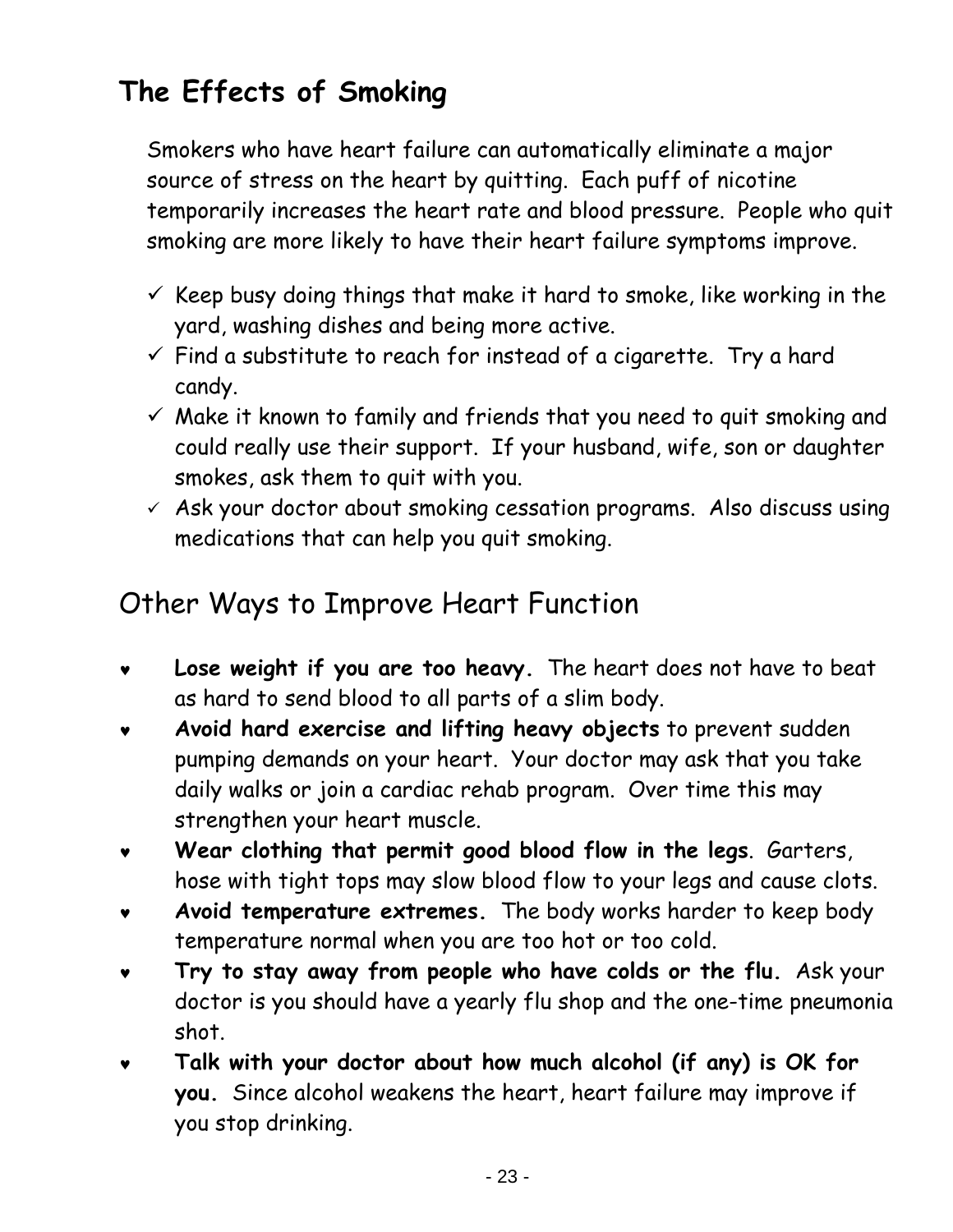## The Effects of Smoking

Smokers who have heart failure can automatically eliminate a major source of stress on the heart by quitting. Each puff of nicotine temporarily increases the heart rate and blood pressure. People who quit smoking are more likely to have their heart failure symptoms improve.

- ✓ Keep busy doing things that make it hard to smoke, like working in the yard, washing dishes and being more active.
- ✓ Find a substitute to reach for instead of a cigarette. Try a hard candy.
- ✓ Make it known to family and friends that you need to quit smoking and could really use their support. If your husband, wife, son or daughter smokes, ask them to quit with you.
- ✓ Ask your doctor about smoking cessation programs. Also discuss using medications that can help you quit smoking.

## Other Ways to Improve Heart Function

- ♥ **Lose weight if you are too heavy.** The heart does not have to beat as hard to send blood to all parts of a slim body.
- ♥ **Avoid hard exercise and lifting heavy objects** to prevent sudden pumping demands on your heart. Your doctor may ask that you take daily walks or join a cardiac rehab program. Over time this may strengthen your heart muscle.
- ♥ **Wear clothing that permit good blood flow in the legs**. Garters, hose with tight tops may slow blood flow to your legs and cause clots.
- ♥ **Avoid temperature extremes.** The body works harder to keep body temperature normal when you are too hot or too cold.
- ♥ **Try to stay away from people who have colds or the flu.** Ask your doctor is you should have a yearly flu shop and the one-time pneumonia shot.
- ♥ **Talk with your doctor about how much alcohol (if any) is OK for you.** Since alcohol weakens the heart, heart failure may improve if you stop drinking.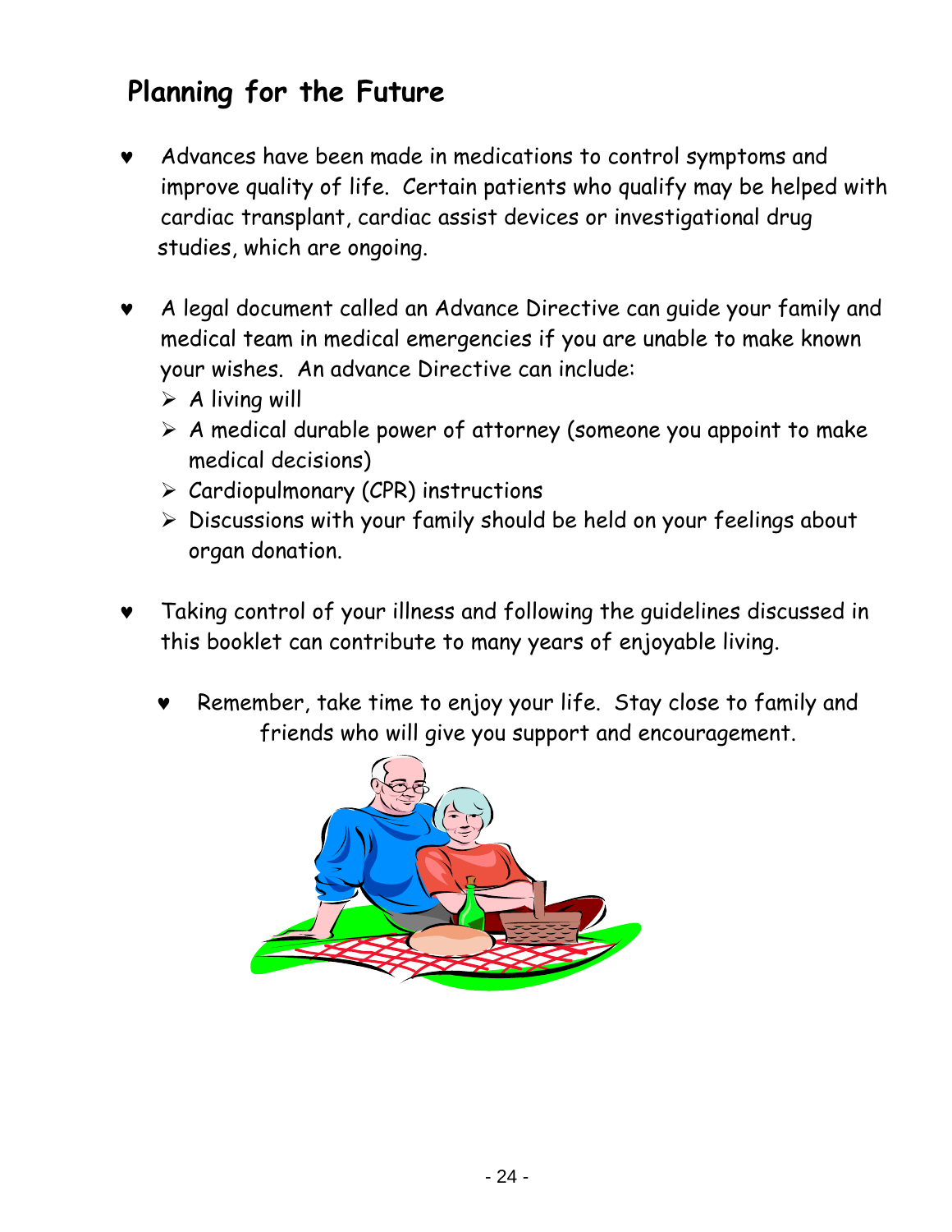## Planning for the Future

- Advances have been made in medications to control symptoms and improve quality of life. Certain patients who qualify may be helped with cardiac transplant, cardiac assist devices or investigational drug studies, which are ongoing.

- A legal document called an Advance Directive can guide your family and medical team in medical emergencies if you are unable to make known your wishes. An advance Directive can include:
  - A living will
  - A medical durable power of attorney (someone you appoint to make medical decisions)
  - Cardiopulmonary (CPR) instructions
  - Discussions with your family should be held on your feelings about organ donation.

- Taking control of your illness and following the guidelines discussed in this booklet can contribute to many years of enjoyable living.

  - Remember, take time to enjoy your life. Stay close to family and friends who will give you support and encouragement.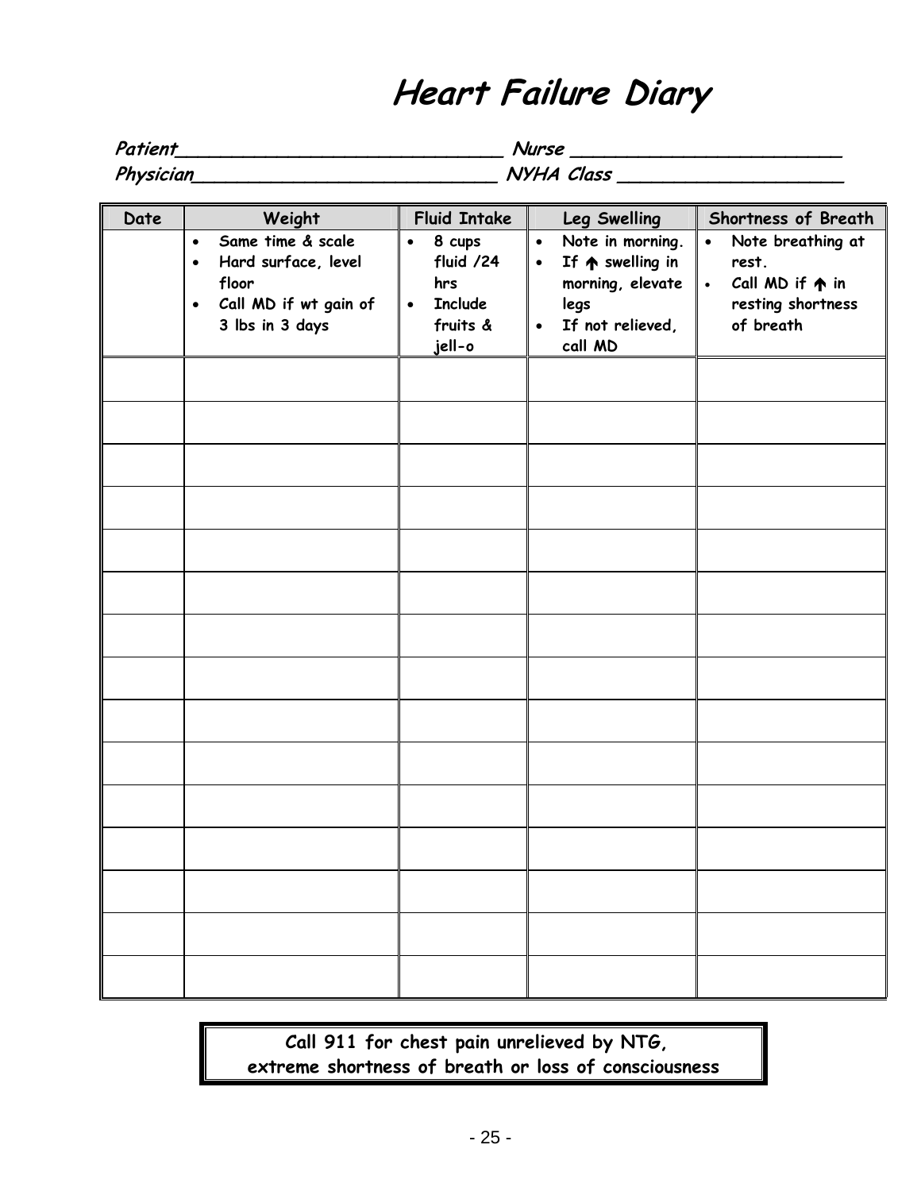# Heart Failure Diary

*Patient_____________________________ Nurse ________________________*
*Physician___________________________ NYHA Class ____________________*

| Date | Weight | Fluid Intake | Leg Swelling | Shortness of Breath |
|---|---|---|---|---|
| | • Same time & scale<br>• Hard surface, level floor<br>• Call MD if wt gain of 3 lbs in 3 days | • 8 cups fluid /24 hrs<br>• Include fruits & jell-o | • Note in morning.<br>• If ↑ swelling in morning, elevate legs<br>• If not relieved, call MD | • Note breathing at rest.<br>• Call MD if ↑ in resting shortness of breath |
| | | | | |
| | | | | |
| | | | | |
| | | | | |
| | | | | |
| | | | | |
| | | | | |
| | | | | |
| | | | | |
| | | | | |
| | | | | |
| | | | | |
| | | | | |
| | | | | |
| | | | | |

**Call 911 for chest pain unrelieved by NTG, extreme shortness of breath or loss of consciousness**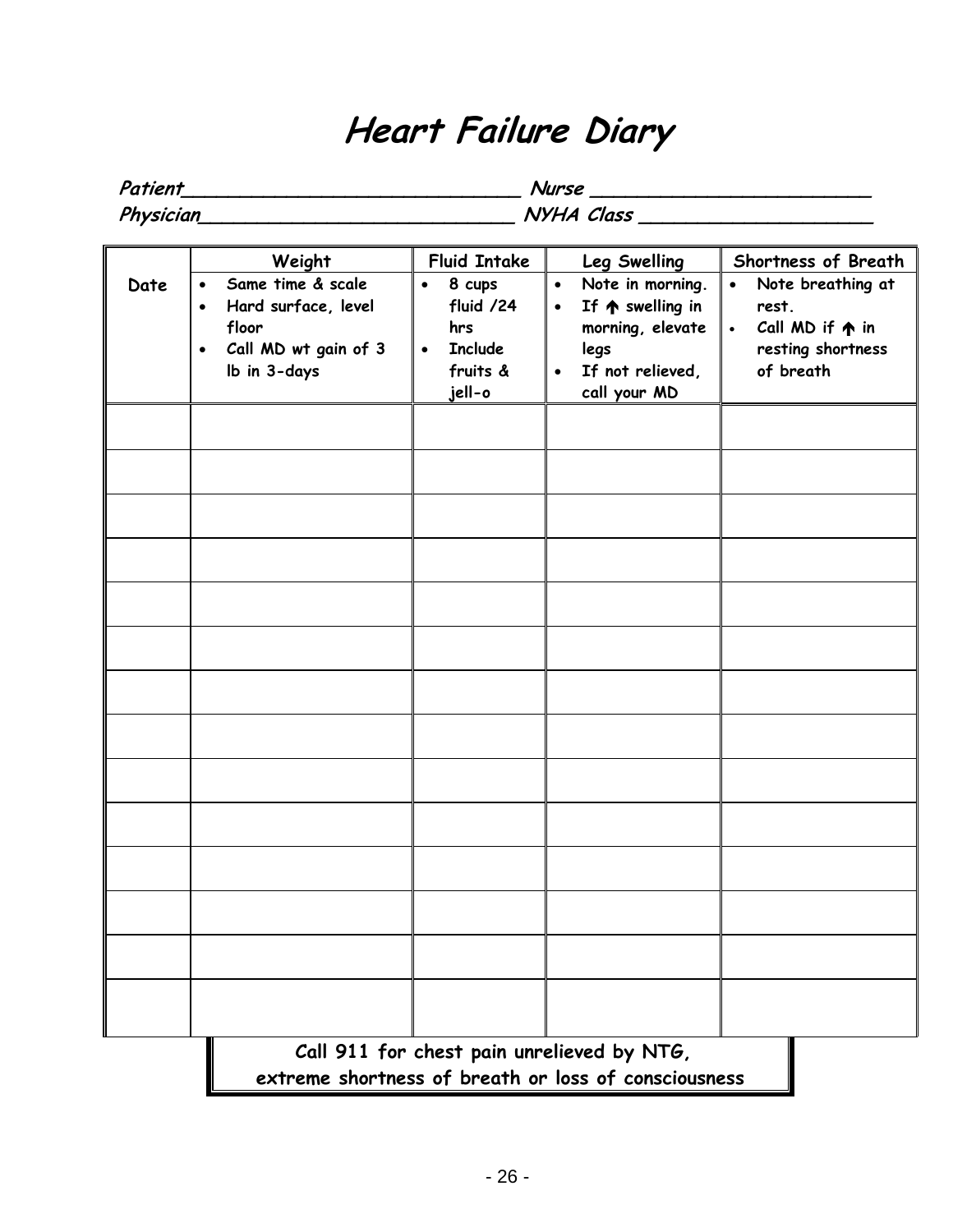# Heart Failure Diary

*Patient*______________________________ *Nurse* ________________________
*Physician*____________________________ *NYHA Class* ____________________

| Date | Weight<br>• Same time & scale<br>• Hard surface, level floor<br>• Call MD wt gain of 3 lb in 3-days | Fluid Intake<br>• 8 cups fluid /24 hrs<br>• Include fruits & jell-o | Leg Swelling<br>• Note in morning.<br>• If ↑ swelling in morning, elevate legs<br>• If not relieved, call your MD | Shortness of Breath<br>• Note breathing at rest.<br>• Call MD if ↑ in resting shortness of breath |
|---|---|---|---|---|
| | | | | |
| | | | | |
| | | | | |
| | | | | |
| | | | | |
| | | | | |
| | | | | |
| | | | | |
| | | | | |
| | | | | |
| | | | | |
| | | | | |
| | | | | |
| | | | | |

**Call 911 for chest pain unrelieved by NTG, extreme shortness of breath or loss of consciousness**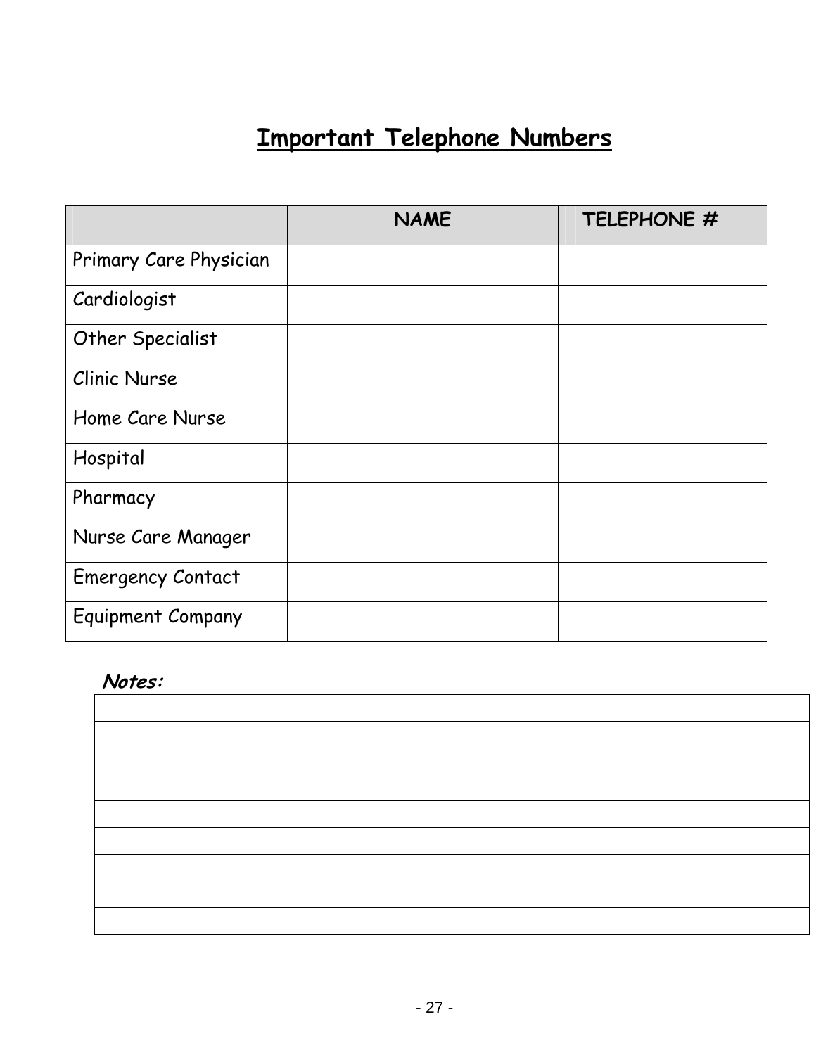# Important Telephone Numbers

| | NAME | | TELEPHONE # |
|---|---|---|---|
| Primary Care Physician | | | |
| Cardiologist | | | |
| Other Specialist | | | |
| Clinic Nurse | | | |
| Home Care Nurse | | | |
| Hospital | | | |
| Pharmacy | | | |
| Nurse Care Manager | | | |
| Emergency Contact | | | |
| Equipment Company | | | |

***Notes:***

| |
|---|
| |
| |
| |
| |
| |
| |
| |
| |
| |